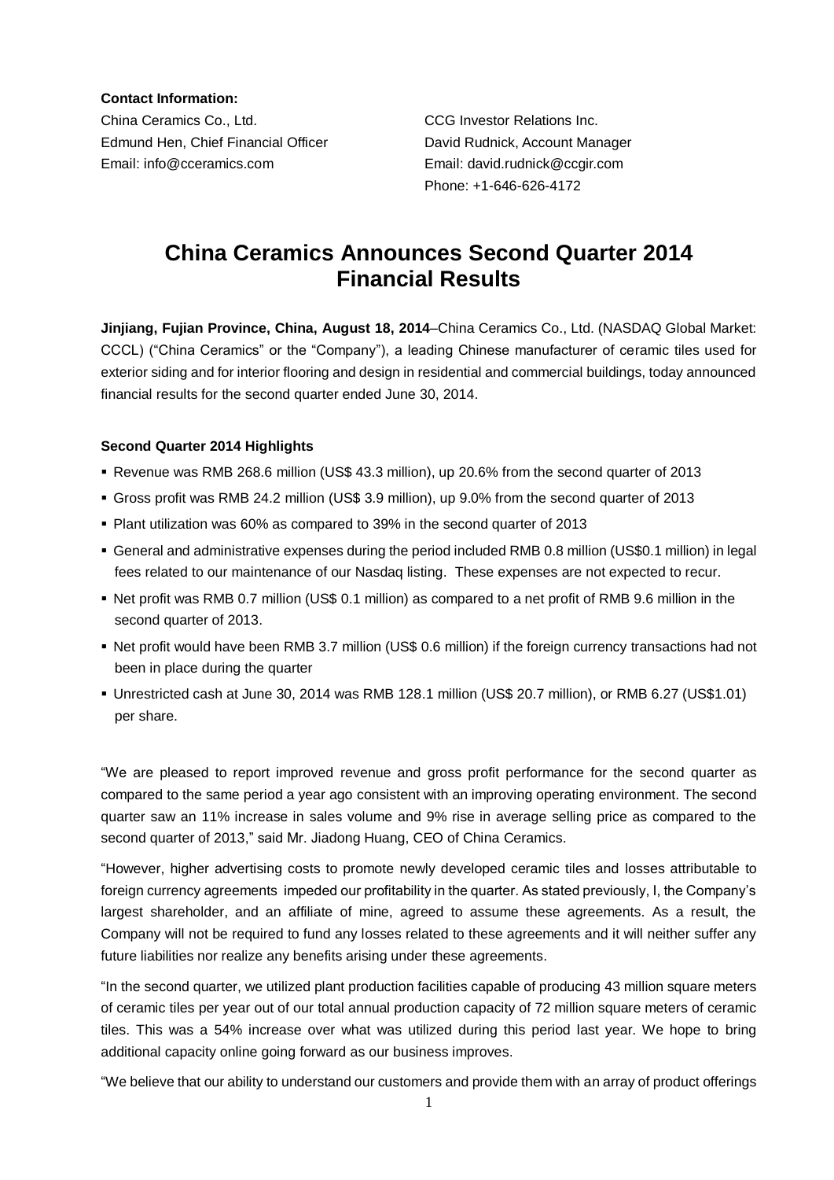**Contact Information:**

China Ceramics Co., Ltd.
Edmund Hen, Chief Financial Officer
Email: info@cceramics.com

CCG Investor Relations Inc.
David Rudnick, Account Manager
Email: david.rudnick@ccgir.com
Phone: +1-646-626-4172

# China Ceramics Announces Second Quarter 2014 Financial Results

**Jinjiang, Fujian Province, China, August 18, 2014**–China Ceramics Co., Ltd. (NASDAQ Global Market: CCCL) ("China Ceramics" or the "Company"), a leading Chinese manufacturer of ceramic tiles used for exterior siding and for interior flooring and design in residential and commercial buildings, today announced financial results for the second quarter ended June 30, 2014.

**Second Quarter 2014 Highlights**

- Revenue was RMB 268.6 million (US$ 43.3 million), up 20.6% from the second quarter of 2013
- Gross profit was RMB 24.2 million (US$ 3.9 million), up 9.0% from the second quarter of 2013
- Plant utilization was 60% as compared to 39% in the second quarter of 2013
- General and administrative expenses during the period included RMB 0.8 million (US$0.1 million) in legal fees related to our maintenance of our Nasdaq listing. These expenses are not expected to recur.
- Net profit was RMB 0.7 million (US$ 0.1 million) as compared to a net profit of RMB 9.6 million in the second quarter of 2013.
- Net profit would have been RMB 3.7 million (US$ 0.6 million) if the foreign currency transactions had not been in place during the quarter
- Unrestricted cash at June 30, 2014 was RMB 128.1 million (US$ 20.7 million), or RMB 6.27 (US$1.01) per share.

"We are pleased to report improved revenue and gross profit performance for the second quarter as compared to the same period a year ago consistent with an improving operating environment. The second quarter saw an 11% increase in sales volume and 9% rise in average selling price as compared to the second quarter of 2013," said Mr. Jiadong Huang, CEO of China Ceramics.

"However, higher advertising costs to promote newly developed ceramic tiles and losses attributable to foreign currency agreements impeded our profitability in the quarter. As stated previously, I, the Company's largest shareholder, and an affiliate of mine, agreed to assume these agreements. As a result, the Company will not be required to fund any losses related to these agreements and it will neither suffer any future liabilities nor realize any benefits arising under these agreements.

"In the second quarter, we utilized plant production facilities capable of producing 43 million square meters of ceramic tiles per year out of our total annual production capacity of 72 million square meters of ceramic tiles. This was a 54% increase over what was utilized during this period last year. We hope to bring additional capacity online going forward as our business improves.

"We believe that our ability to understand our customers and provide them with an array of product offerings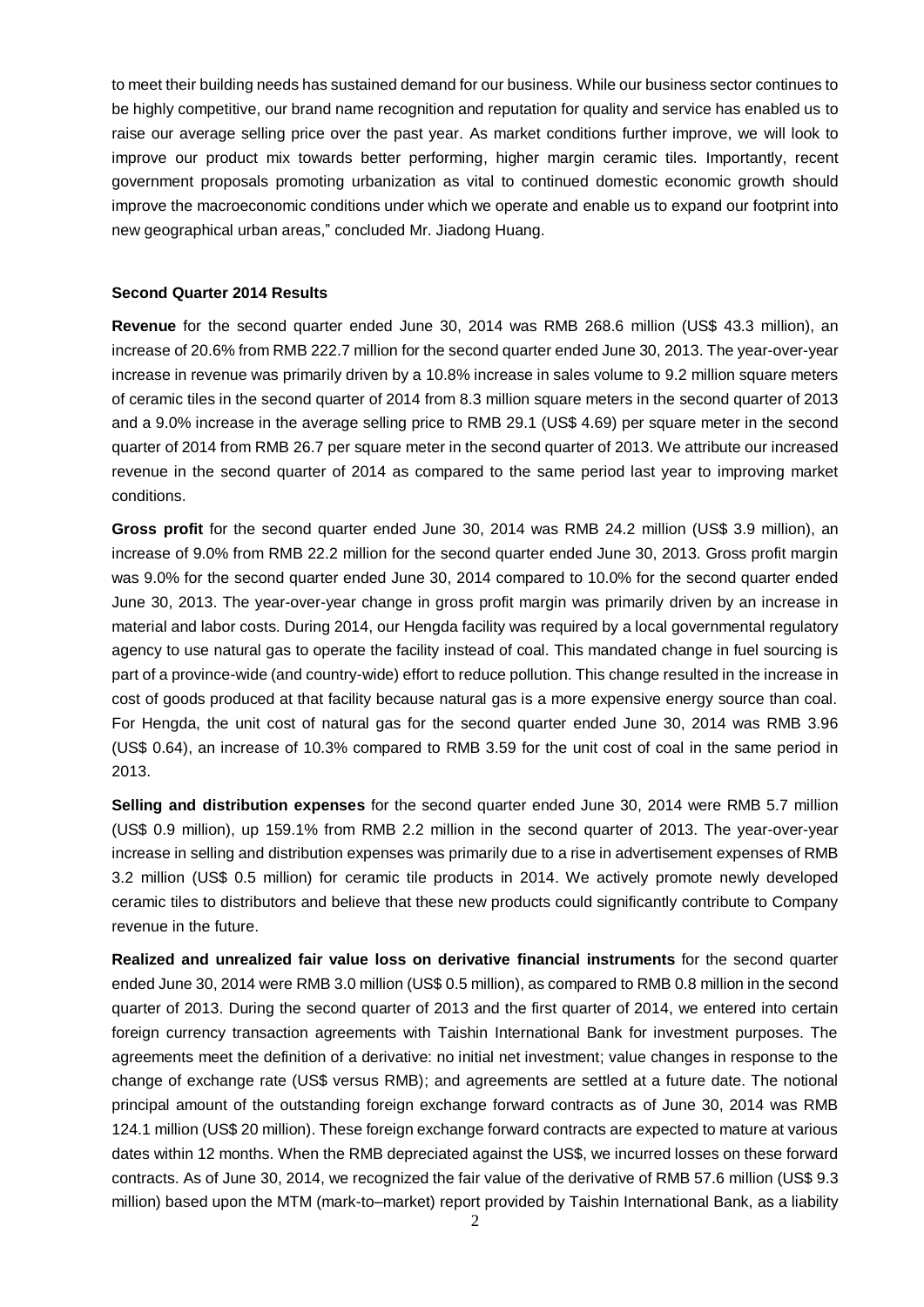to meet their building needs has sustained demand for our business. While our business sector continues to be highly competitive, our brand name recognition and reputation for quality and service has enabled us to raise our average selling price over the past year. As market conditions further improve, we will look to improve our product mix towards better performing, higher margin ceramic tiles. Importantly, recent government proposals promoting urbanization as vital to continued domestic economic growth should improve the macroeconomic conditions under which we operate and enable us to expand our footprint into new geographical urban areas," concluded Mr. Jiadong Huang.

**Second Quarter 2014 Results**

**Revenue** for the second quarter ended June 30, 2014 was RMB 268.6 million (US$ 43.3 million), an increase of 20.6% from RMB 222.7 million for the second quarter ended June 30, 2013. The year-over-year increase in revenue was primarily driven by a 10.8% increase in sales volume to 9.2 million square meters of ceramic tiles in the second quarter of 2014 from 8.3 million square meters in the second quarter of 2013 and a 9.0% increase in the average selling price to RMB 29.1 (US$ 4.69) per square meter in the second quarter of 2014 from RMB 26.7 per square meter in the second quarter of 2013. We attribute our increased revenue in the second quarter of 2014 as compared to the same period last year to improving market conditions.

**Gross profit** for the second quarter ended June 30, 2014 was RMB 24.2 million (US$ 3.9 million), an increase of 9.0% from RMB 22.2 million for the second quarter ended June 30, 2013. Gross profit margin was 9.0% for the second quarter ended June 30, 2014 compared to 10.0% for the second quarter ended June 30, 2013. The year-over-year change in gross profit margin was primarily driven by an increase in material and labor costs. During 2014, our Hengda facility was required by a local governmental regulatory agency to use natural gas to operate the facility instead of coal. This mandated change in fuel sourcing is part of a province-wide (and country-wide) effort to reduce pollution. This change resulted in the increase in cost of goods produced at that facility because natural gas is a more expensive energy source than coal. For Hengda, the unit cost of natural gas for the second quarter ended June 30, 2014 was RMB 3.96 (US$ 0.64), an increase of 10.3% compared to RMB 3.59 for the unit cost of coal in the same period in 2013.

**Selling and distribution expenses** for the second quarter ended June 30, 2014 were RMB 5.7 million (US$ 0.9 million), up 159.1% from RMB 2.2 million in the second quarter of 2013. The year-over-year increase in selling and distribution expenses was primarily due to a rise in advertisement expenses of RMB 3.2 million (US$ 0.5 million) for ceramic tile products in 2014. We actively promote newly developed ceramic tiles to distributors and believe that these new products could significantly contribute to Company revenue in the future.

**Realized and unrealized fair value loss on derivative financial instruments** for the second quarter ended June 30, 2014 were RMB 3.0 million (US$ 0.5 million), as compared to RMB 0.8 million in the second quarter of 2013. During the second quarter of 2013 and the first quarter of 2014, we entered into certain foreign currency transaction agreements with Taishin International Bank for investment purposes. The agreements meet the definition of a derivative: no initial net investment; value changes in response to the change of exchange rate (US$ versus RMB); and agreements are settled at a future date. The notional principal amount of the outstanding foreign exchange forward contracts as of June 30, 2014 was RMB 124.1 million (US$ 20 million). These foreign exchange forward contracts are expected to mature at various dates within 12 months. When the RMB depreciated against the US$, we incurred losses on these forward contracts. As of June 30, 2014, we recognized the fair value of the derivative of RMB 57.6 million (US$ 9.3 million) based upon the MTM (mark-to–market) report provided by Taishin International Bank, as a liability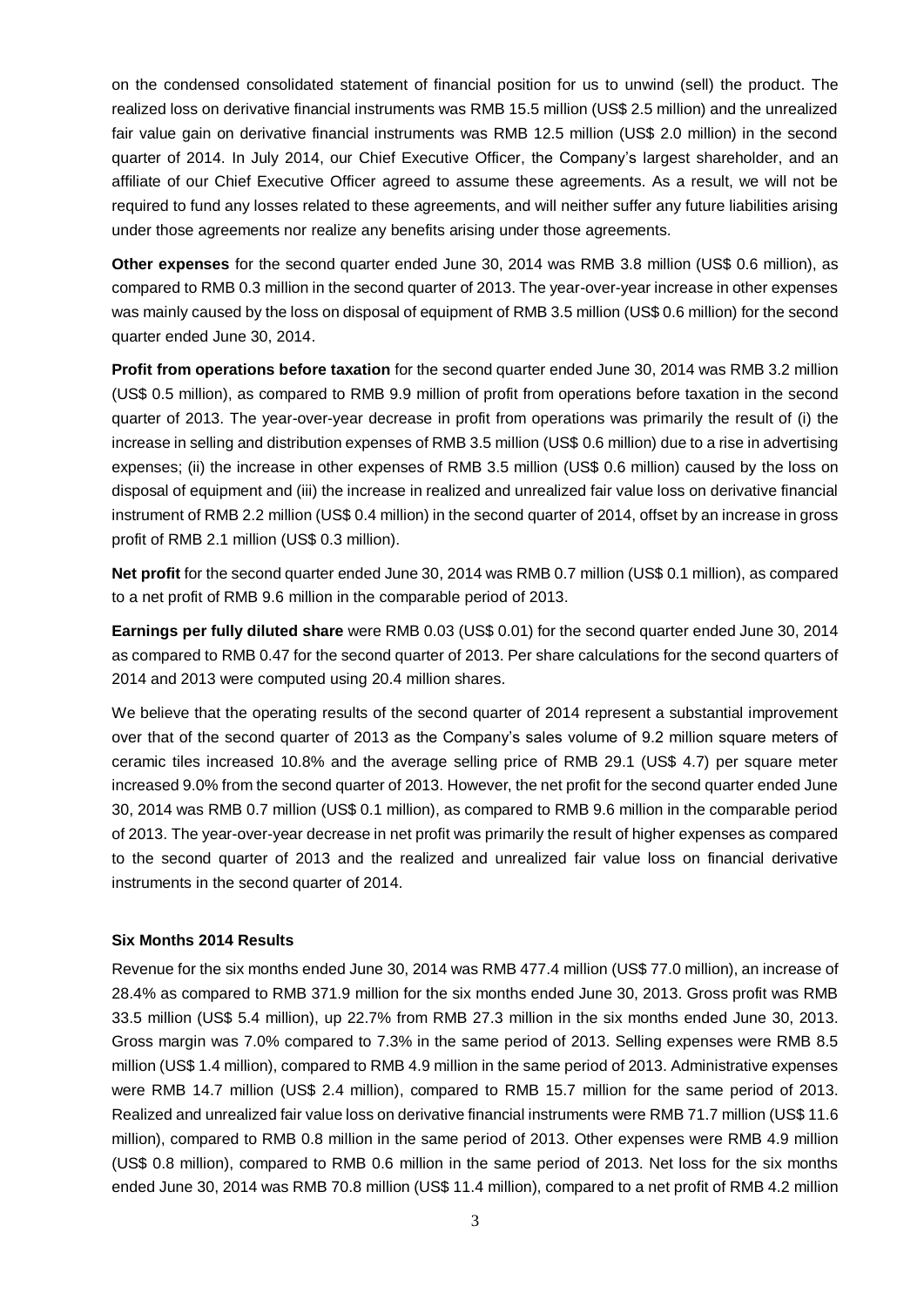on the condensed consolidated statement of financial position for us to unwind (sell) the product. The realized loss on derivative financial instruments was RMB 15.5 million (US$ 2.5 million) and the unrealized fair value gain on derivative financial instruments was RMB 12.5 million (US$ 2.0 million) in the second quarter of 2014. In July 2014, our Chief Executive Officer, the Company's largest shareholder, and an affiliate of our Chief Executive Officer agreed to assume these agreements. As a result, we will not be required to fund any losses related to these agreements, and will neither suffer any future liabilities arising under those agreements nor realize any benefits arising under those agreements.

**Other expenses** for the second quarter ended June 30, 2014 was RMB 3.8 million (US$ 0.6 million), as compared to RMB 0.3 million in the second quarter of 2013. The year-over-year increase in other expenses was mainly caused by the loss on disposal of equipment of RMB 3.5 million (US$ 0.6 million) for the second quarter ended June 30, 2014.

**Profit from operations before taxation** for the second quarter ended June 30, 2014 was RMB 3.2 million (US$ 0.5 million), as compared to RMB 9.9 million of profit from operations before taxation in the second quarter of 2013. The year-over-year decrease in profit from operations was primarily the result of (i) the increase in selling and distribution expenses of RMB 3.5 million (US$ 0.6 million) due to a rise in advertising expenses; (ii) the increase in other expenses of RMB 3.5 million (US$ 0.6 million) caused by the loss on disposal of equipment and (iii) the increase in realized and unrealized fair value loss on derivative financial instrument of RMB 2.2 million (US$ 0.4 million) in the second quarter of 2014, offset by an increase in gross profit of RMB 2.1 million (US$ 0.3 million).

**Net profit** for the second quarter ended June 30, 2014 was RMB 0.7 million (US$ 0.1 million), as compared to a net profit of RMB 9.6 million in the comparable period of 2013.

**Earnings per fully diluted share** were RMB 0.03 (US$ 0.01) for the second quarter ended June 30, 2014 as compared to RMB 0.47 for the second quarter of 2013. Per share calculations for the second quarters of 2014 and 2013 were computed using 20.4 million shares.

We believe that the operating results of the second quarter of 2014 represent a substantial improvement over that of the second quarter of 2013 as the Company's sales volume of 9.2 million square meters of ceramic tiles increased 10.8% and the average selling price of RMB 29.1 (US$ 4.7) per square meter increased 9.0% from the second quarter of 2013. However, the net profit for the second quarter ended June 30, 2014 was RMB 0.7 million (US$ 0.1 million), as compared to RMB 9.6 million in the comparable period of 2013. The year-over-year decrease in net profit was primarily the result of higher expenses as compared to the second quarter of 2013 and the realized and unrealized fair value loss on financial derivative instruments in the second quarter of 2014.

**Six Months 2014 Results**

Revenue for the six months ended June 30, 2014 was RMB 477.4 million (US$ 77.0 million), an increase of 28.4% as compared to RMB 371.9 million for the six months ended June 30, 2013. Gross profit was RMB 33.5 million (US$ 5.4 million), up 22.7% from RMB 27.3 million in the six months ended June 30, 2013. Gross margin was 7.0% compared to 7.3% in the same period of 2013. Selling expenses were RMB 8.5 million (US$ 1.4 million), compared to RMB 4.9 million in the same period of 2013. Administrative expenses were RMB 14.7 million (US$ 2.4 million), compared to RMB 15.7 million for the same period of 2013. Realized and unrealized fair value loss on derivative financial instruments were RMB 71.7 million (US$ 11.6 million), compared to RMB 0.8 million in the same period of 2013. Other expenses were RMB 4.9 million (US$ 0.8 million), compared to RMB 0.6 million in the same period of 2013. Net loss for the six months ended June 30, 2014 was RMB 70.8 million (US$ 11.4 million), compared to a net profit of RMB 4.2 million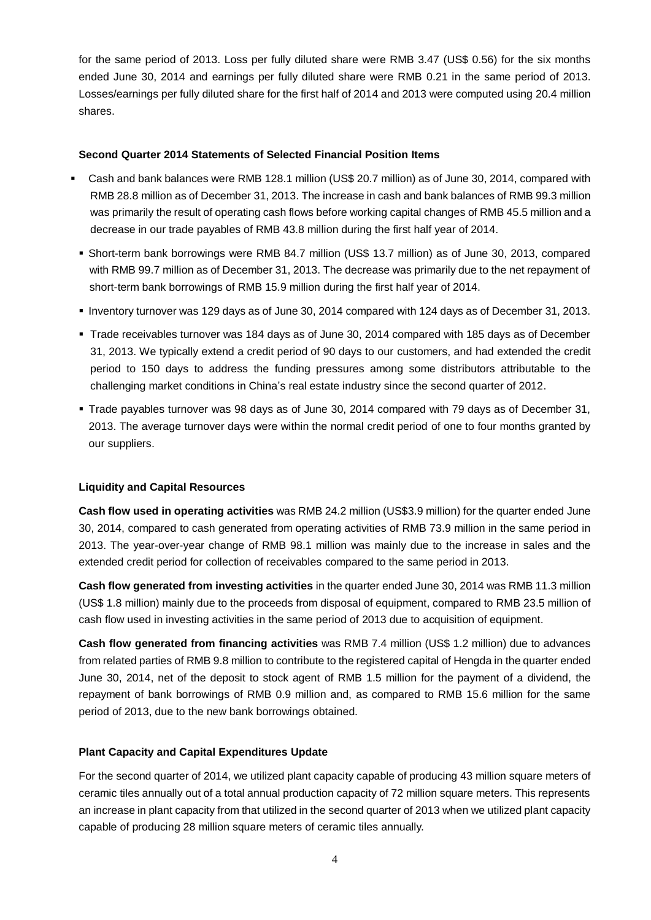for the same period of 2013. Loss per fully diluted share were RMB 3.47 (US$ 0.56) for the six months ended June 30, 2014 and earnings per fully diluted share were RMB 0.21 in the same period of 2013. Losses/earnings per fully diluted share for the first half of 2014 and 2013 were computed using 20.4 million shares.

**Second Quarter 2014 Statements of Selected Financial Position Items**

- Cash and bank balances were RMB 128.1 million (US$ 20.7 million) as of June 30, 2014, compared with RMB 28.8 million as of December 31, 2013. The increase in cash and bank balances of RMB 99.3 million was primarily the result of operating cash flows before working capital changes of RMB 45.5 million and a decrease in our trade payables of RMB 43.8 million during the first half year of 2014.
- Short-term bank borrowings were RMB 84.7 million (US$ 13.7 million) as of June 30, 2013, compared with RMB 99.7 million as of December 31, 2013. The decrease was primarily due to the net repayment of short-term bank borrowings of RMB 15.9 million during the first half year of 2014.
- Inventory turnover was 129 days as of June 30, 2014 compared with 124 days as of December 31, 2013.
- Trade receivables turnover was 184 days as of June 30, 2014 compared with 185 days as of December 31, 2013. We typically extend a credit period of 90 days to our customers, and had extended the credit period to 150 days to address the funding pressures among some distributors attributable to the challenging market conditions in China's real estate industry since the second quarter of 2012.
- Trade payables turnover was 98 days as of June 30, 2014 compared with 79 days as of December 31, 2013. The average turnover days were within the normal credit period of one to four months granted by our suppliers.

**Liquidity and Capital Resources**

**Cash flow used in operating activities** was RMB 24.2 million (US$3.9 million) for the quarter ended June 30, 2014, compared to cash generated from operating activities of RMB 73.9 million in the same period in 2013. The year-over-year change of RMB 98.1 million was mainly due to the increase in sales and the extended credit period for collection of receivables compared to the same period in 2013.

**Cash flow generated from investing activities** in the quarter ended June 30, 2014 was RMB 11.3 million (US$ 1.8 million) mainly due to the proceeds from disposal of equipment, compared to RMB 23.5 million of cash flow used in investing activities in the same period of 2013 due to acquisition of equipment.

**Cash flow generated from financing activities** was RMB 7.4 million (US$ 1.2 million) due to advances from related parties of RMB 9.8 million to contribute to the registered capital of Hengda in the quarter ended June 30, 2014, net of the deposit to stock agent of RMB 1.5 million for the payment of a dividend, the repayment of bank borrowings of RMB 0.9 million and, as compared to RMB 15.6 million for the same period of 2013, due to the new bank borrowings obtained.

**Plant Capacity and Capital Expenditures Update**

For the second quarter of 2014, we utilized plant capacity capable of producing 43 million square meters of ceramic tiles annually out of a total annual production capacity of 72 million square meters. This represents an increase in plant capacity from that utilized in the second quarter of 2013 when we utilized plant capacity capable of producing 28 million square meters of ceramic tiles annually.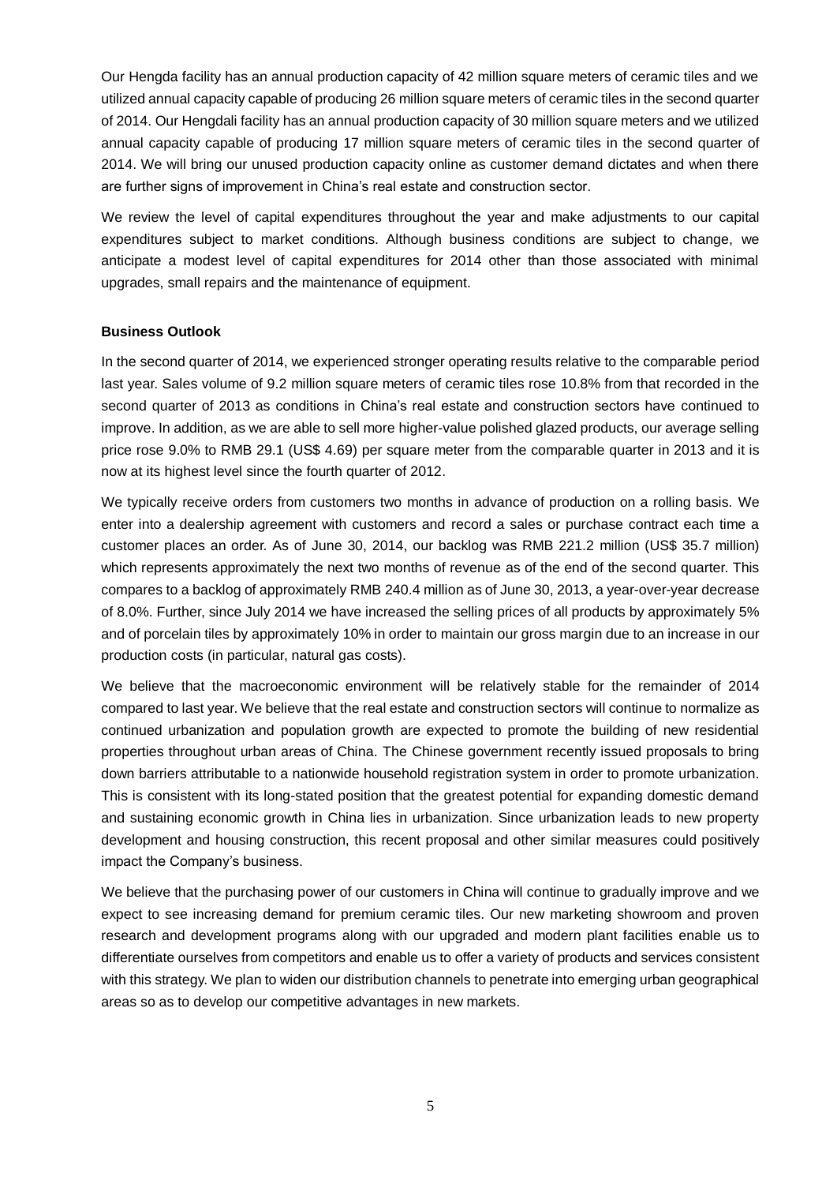Our Hengda facility has an annual production capacity of 42 million square meters of ceramic tiles and we utilized annual capacity capable of producing 26 million square meters of ceramic tiles in the second quarter of 2014. Our Hengdali facility has an annual production capacity of 30 million square meters and we utilized annual capacity capable of producing 17 million square meters of ceramic tiles in the second quarter of 2014. We will bring our unused production capacity online as customer demand dictates and when there are further signs of improvement in China's real estate and construction sector.

We review the level of capital expenditures throughout the year and make adjustments to our capital expenditures subject to market conditions. Although business conditions are subject to change, we anticipate a modest level of capital expenditures for 2014 other than those associated with minimal upgrades, small repairs and the maintenance of equipment.

**Business Outlook**

In the second quarter of 2014, we experienced stronger operating results relative to the comparable period last year. Sales volume of 9.2 million square meters of ceramic tiles rose 10.8% from that recorded in the second quarter of 2013 as conditions in China's real estate and construction sectors have continued to improve. In addition, as we are able to sell more higher-value polished glazed products, our average selling price rose 9.0% to RMB 29.1 (US$ 4.69) per square meter from the comparable quarter in 2013 and it is now at its highest level since the fourth quarter of 2012.

We typically receive orders from customers two months in advance of production on a rolling basis. We enter into a dealership agreement with customers and record a sales or purchase contract each time a customer places an order. As of June 30, 2014, our backlog was RMB 221.2 million (US$ 35.7 million) which represents approximately the next two months of revenue as of the end of the second quarter. This compares to a backlog of approximately RMB 240.4 million as of June 30, 2013, a year-over-year decrease of 8.0%. Further, since July 2014 we have increased the selling prices of all products by approximately 5% and of porcelain tiles by approximately 10% in order to maintain our gross margin due to an increase in our production costs (in particular, natural gas costs).

We believe that the macroeconomic environment will be relatively stable for the remainder of 2014 compared to last year. We believe that the real estate and construction sectors will continue to normalize as continued urbanization and population growth are expected to promote the building of new residential properties throughout urban areas of China. The Chinese government recently issued proposals to bring down barriers attributable to a nationwide household registration system in order to promote urbanization. This is consistent with its long-stated position that the greatest potential for expanding domestic demand and sustaining economic growth in China lies in urbanization. Since urbanization leads to new property development and housing construction, this recent proposal and other similar measures could positively impact the Company's business.

We believe that the purchasing power of our customers in China will continue to gradually improve and we expect to see increasing demand for premium ceramic tiles. Our new marketing showroom and proven research and development programs along with our upgraded and modern plant facilities enable us to differentiate ourselves from competitors and enable us to offer a variety of products and services consistent with this strategy. We plan to widen our distribution channels to penetrate into emerging urban geographical areas so as to develop our competitive advantages in new markets.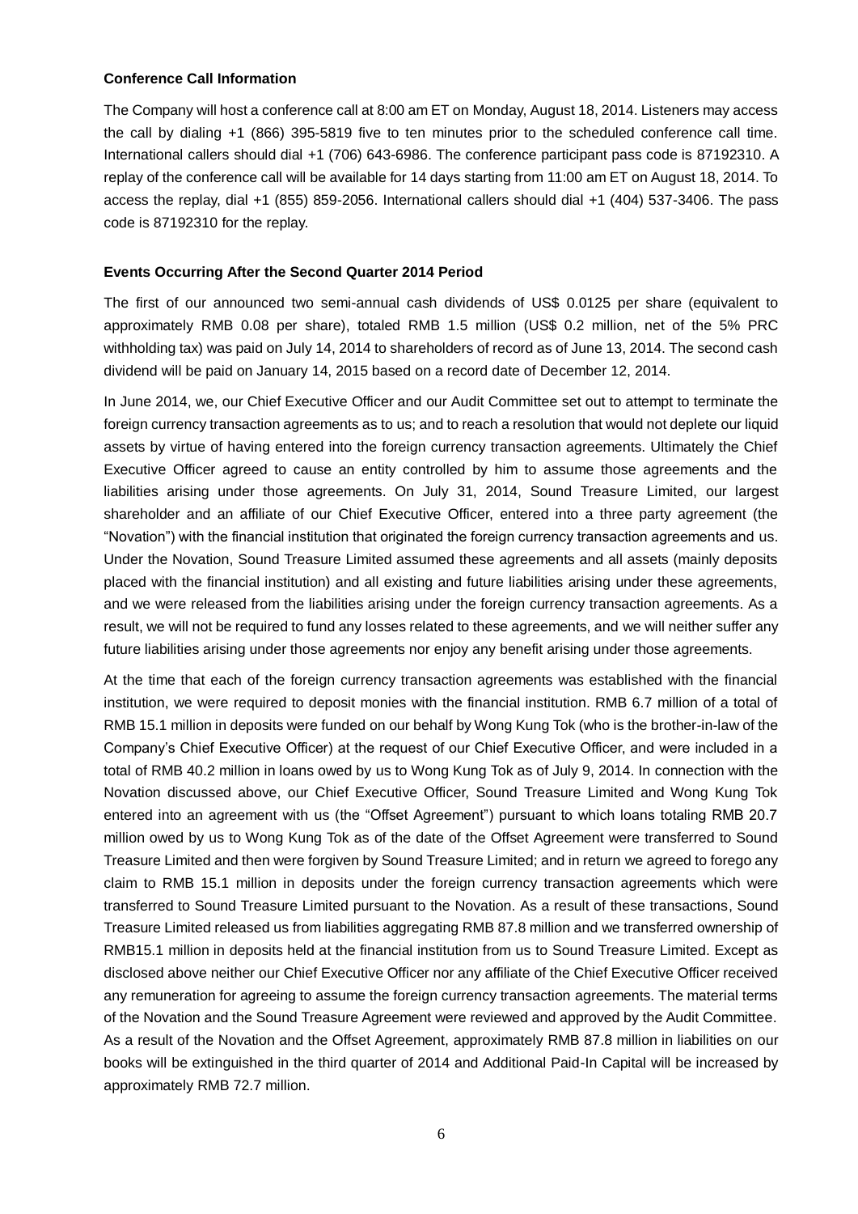**Conference Call Information**

The Company will host a conference call at 8:00 am ET on Monday, August 18, 2014. Listeners may access the call by dialing +1 (866) 395-5819 five to ten minutes prior to the scheduled conference call time. International callers should dial +1 (706) 643-6986. The conference participant pass code is 87192310. A replay of the conference call will be available for 14 days starting from 11:00 am ET on August 18, 2014. To access the replay, dial +1 (855) 859-2056. International callers should dial +1 (404) 537-3406. The pass code is 87192310 for the replay.

**Events Occurring After the Second Quarter 2014 Period**

The first of our announced two semi-annual cash dividends of US$ 0.0125 per share (equivalent to approximately RMB 0.08 per share), totaled RMB 1.5 million (US$ 0.2 million, net of the 5% PRC withholding tax) was paid on July 14, 2014 to shareholders of record as of June 13, 2014. The second cash dividend will be paid on January 14, 2015 based on a record date of December 12, 2014.

In June 2014, we, our Chief Executive Officer and our Audit Committee set out to attempt to terminate the foreign currency transaction agreements as to us; and to reach a resolution that would not deplete our liquid assets by virtue of having entered into the foreign currency transaction agreements. Ultimately the Chief Executive Officer agreed to cause an entity controlled by him to assume those agreements and the liabilities arising under those agreements. On July 31, 2014, Sound Treasure Limited, our largest shareholder and an affiliate of our Chief Executive Officer, entered into a three party agreement (the "Novation") with the financial institution that originated the foreign currency transaction agreements and us. Under the Novation, Sound Treasure Limited assumed these agreements and all assets (mainly deposits placed with the financial institution) and all existing and future liabilities arising under these agreements, and we were released from the liabilities arising under the foreign currency transaction agreements. As a result, we will not be required to fund any losses related to these agreements, and we will neither suffer any future liabilities arising under those agreements nor enjoy any benefit arising under those agreements.

At the time that each of the foreign currency transaction agreements was established with the financial institution, we were required to deposit monies with the financial institution. RMB 6.7 million of a total of RMB 15.1 million in deposits were funded on our behalf by Wong Kung Tok (who is the brother-in-law of the Company's Chief Executive Officer) at the request of our Chief Executive Officer, and were included in a total of RMB 40.2 million in loans owed by us to Wong Kung Tok as of July 9, 2014. In connection with the Novation discussed above, our Chief Executive Officer, Sound Treasure Limited and Wong Kung Tok entered into an agreement with us (the "Offset Agreement") pursuant to which loans totaling RMB 20.7 million owed by us to Wong Kung Tok as of the date of the Offset Agreement were transferred to Sound Treasure Limited and then were forgiven by Sound Treasure Limited; and in return we agreed to forego any claim to RMB 15.1 million in deposits under the foreign currency transaction agreements which were transferred to Sound Treasure Limited pursuant to the Novation. As a result of these transactions, Sound Treasure Limited released us from liabilities aggregating RMB 87.8 million and we transferred ownership of RMB15.1 million in deposits held at the financial institution from us to Sound Treasure Limited. Except as disclosed above neither our Chief Executive Officer nor any affiliate of the Chief Executive Officer received any remuneration for agreeing to assume the foreign currency transaction agreements. The material terms of the Novation and the Sound Treasure Agreement were reviewed and approved by the Audit Committee. As a result of the Novation and the Offset Agreement, approximately RMB 87.8 million in liabilities on our books will be extinguished in the third quarter of 2014 and Additional Paid-In Capital will be increased by approximately RMB 72.7 million.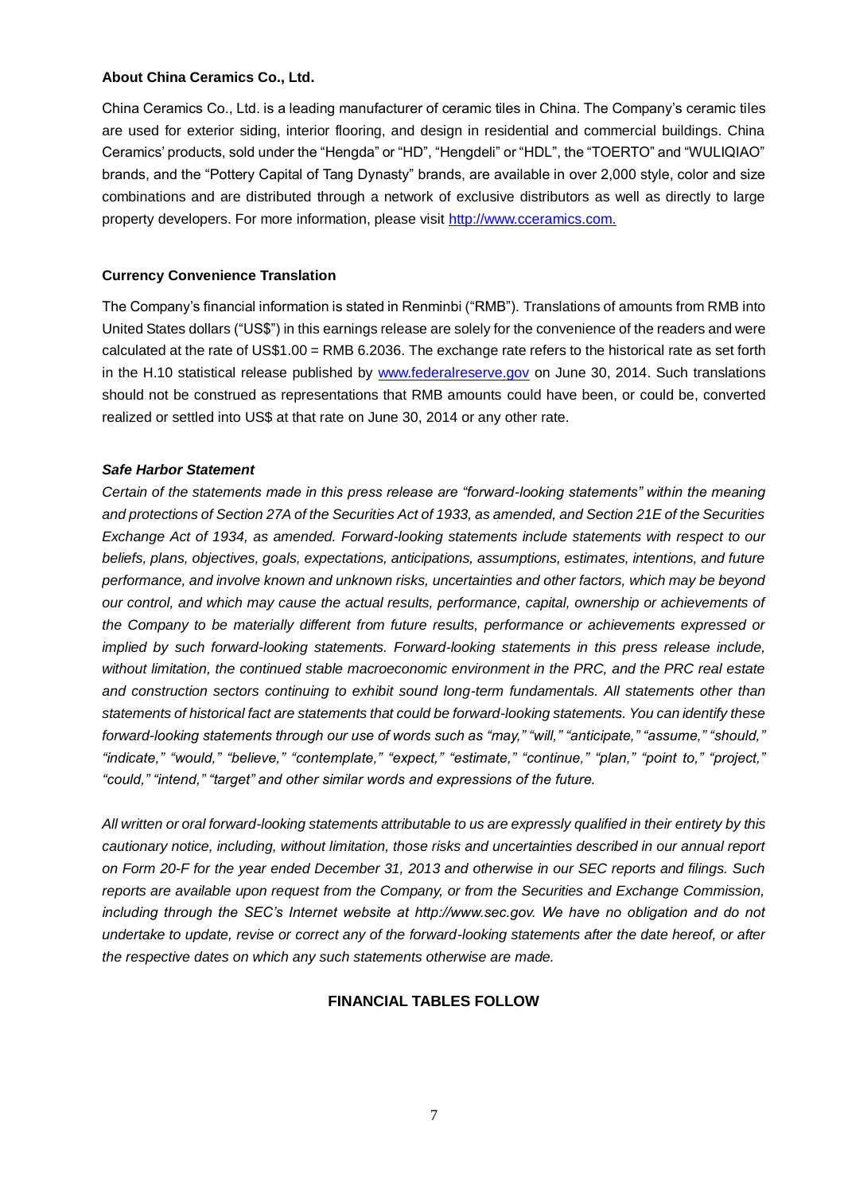**About China Ceramics Co., Ltd.**

China Ceramics Co., Ltd. is a leading manufacturer of ceramic tiles in China. The Company's ceramic tiles are used for exterior siding, interior flooring, and design in residential and commercial buildings. China Ceramics' products, sold under the "Hengda" or "HD", "Hengdeli" or "HDL", the "TOERTO" and "WULIQIAO" brands, and the "Pottery Capital of Tang Dynasty" brands, are available in over 2,000 style, color and size combinations and are distributed through a network of exclusive distributors as well as directly to large property developers. For more information, please visit [http://www.cceramics.com.](http://www.cceramics.com)

**Currency Convenience Translation**

The Company's financial information is stated in Renminbi ("RMB"). Translations of amounts from RMB into United States dollars ("US$") in this earnings release are solely for the convenience of the readers and were calculated at the rate of US$1.00 = RMB 6.2036. The exchange rate refers to the historical rate as set forth in the H.10 statistical release published by [www.federalreserve.gov](http://www.federalreserve.gov) on June 30, 2014. Such translations should not be construed as representations that RMB amounts could have been, or could be, converted realized or settled into US$ at that rate on June 30, 2014 or any other rate.

***Safe Harbor Statement***

*Certain of the statements made in this press release are "forward-looking statements" within the meaning and protections of Section 27A of the Securities Act of 1933, as amended, and Section 21E of the Securities Exchange Act of 1934, as amended. Forward-looking statements include statements with respect to our beliefs, plans, objectives, goals, expectations, anticipations, assumptions, estimates, intentions, and future performance, and involve known and unknown risks, uncertainties and other factors, which may be beyond our control, and which may cause the actual results, performance, capital, ownership or achievements of the Company to be materially different from future results, performance or achievements expressed or implied by such forward-looking statements. Forward-looking statements in this press release include, without limitation, the continued stable macroeconomic environment in the PRC, and the PRC real estate and construction sectors continuing to exhibit sound long-term fundamentals. All statements other than statements of historical fact are statements that could be forward-looking statements. You can identify these forward-looking statements through our use of words such as "may," "will," "anticipate," "assume," "should," "indicate," "would," "believe," "contemplate," "expect," "estimate," "continue," "plan," "point to," "project," "could," "intend," "target" and other similar words and expressions of the future.*

*All written or oral forward-looking statements attributable to us are expressly qualified in their entirety by this cautionary notice, including, without limitation, those risks and uncertainties described in our annual report on Form 20-F for the year ended December 31, 2013 and otherwise in our SEC reports and filings. Such reports are available upon request from the Company, or from the Securities and Exchange Commission, including through the SEC's Internet website at http://www.sec.gov. We have no obligation and do not undertake to update, revise or correct any of the forward-looking statements after the date hereof, or after the respective dates on which any such statements otherwise are made.*

**FINANCIAL TABLES FOLLOW**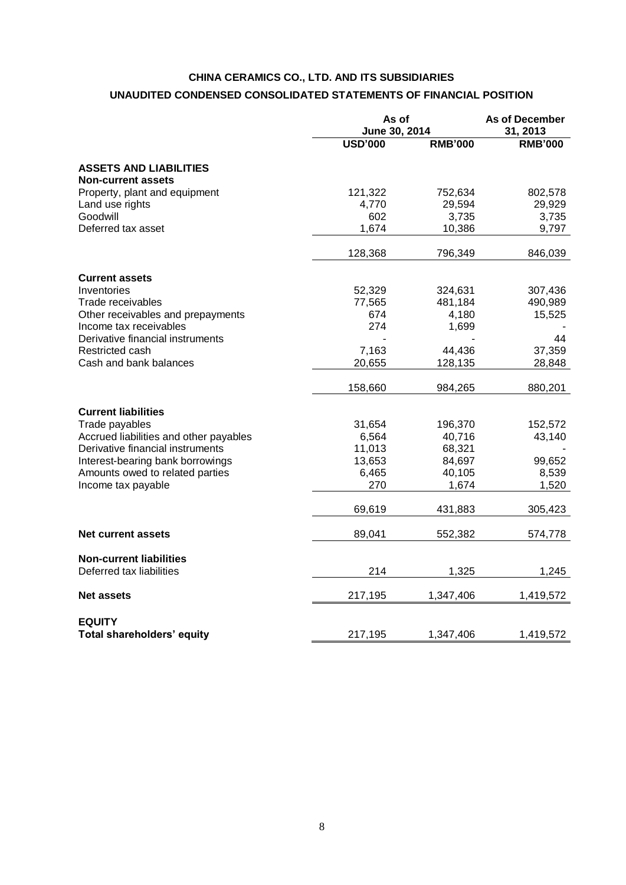# CHINA CERAMICS CO., LTD. AND ITS SUBSIDIARIES

## UNAUDITED CONDENSED CONSOLIDATED STATEMENTS OF FINANCIAL POSITION

| | As of June 30, 2014 | | As of December 31, 2013 |
|---|---|---|---|
| | **USD'000** | **RMB'000** | **RMB'000** |
| **ASSETS AND LIABILITIES** | | | |
| **Non-current assets** | | | |
| Property, plant and equipment | 121,322 | 752,634 | 802,578 |
| Land use rights | 4,770 | 29,594 | 29,929 |
| Goodwill | 602 | 3,735 | 3,735 |
| Deferred tax asset | 1,674 | 10,386 | 9,797 |
| | 128,368 | 796,349 | 846,039 |
| **Current assets** | | | |
| Inventories | 52,329 | 324,631 | 307,436 |
| Trade receivables | 77,565 | 481,184 | 490,989 |
| Other receivables and prepayments | 674 | 4,180 | 15,525 |
| Income tax receivables | 274 | 1,699 | - |
| Derivative financial instruments | - | - | 44 |
| Restricted cash | 7,163 | 44,436 | 37,359 |
| Cash and bank balances | 20,655 | 128,135 | 28,848 |
| | 158,660 | 984,265 | 880,201 |
| **Current liabilities** | | | |
| Trade payables | 31,654 | 196,370 | 152,572 |
| Accrued liabilities and other payables | 6,564 | 40,716 | 43,140 |
| Derivative financial instruments | 11,013 | 68,321 | - |
| Interest-bearing bank borrowings | 13,653 | 84,697 | 99,652 |
| Amounts owed to related parties | 6,465 | 40,105 | 8,539 |
| Income tax payable | 270 | 1,674 | 1,520 |
| | 69,619 | 431,883 | 305,423 |
| **Net current assets** | 89,041 | 552,382 | 574,778 |
| **Non-current liabilities** | | | |
| Deferred tax liabilities | 214 | 1,325 | 1,245 |
| **Net assets** | 217,195 | 1,347,406 | 1,419,572 |
| **EQUITY** | | | |
| **Total shareholders' equity** | 217,195 | 1,347,406 | 1,419,572 |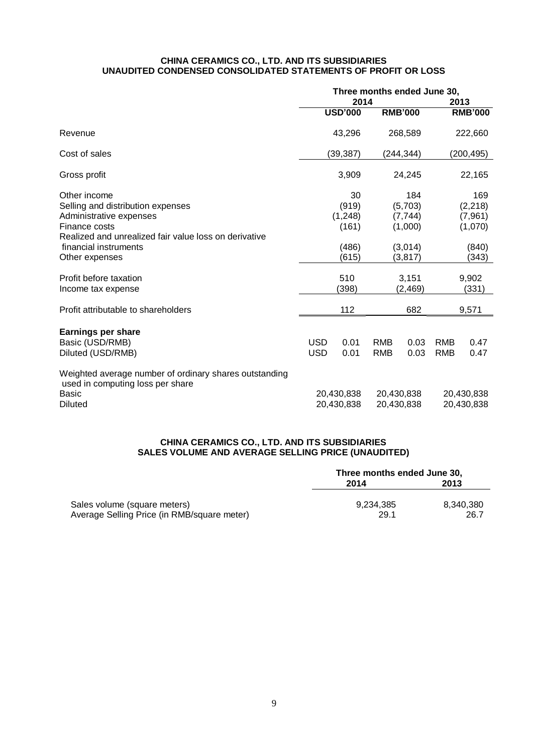**CHINA CERAMICS CO., LTD. AND ITS SUBSIDIARIES**
**UNAUDITED CONDENSED CONSOLIDATED STATEMENTS OF PROFIT OR LOSS**

| | Three months ended June 30, | | |
|---|---|---|---|
| | 2014 | | 2013 |
| | USD'000 | RMB'000 | RMB'000 |
| Revenue | 43,296 | 268,589 | 222,660 |
| Cost of sales | (39,387) | (244,344) | (200,495) |
| Gross profit | 3,909 | 24,245 | 22,165 |
| Other income | 30 | 184 | 169 |
| Selling and distribution expenses | (919) | (5,703) | (2,218) |
| Administrative expenses | (1,248) | (7,744) | (7,961) |
| Finance costs | (161) | (1,000) | (1,070) |
| Realized and unrealized fair value loss on derivative financial instruments | (486) | (3,014) | (840) |
| Other expenses | (615) | (3,817) | (343) |
| Profit before taxation | 510 | 3,151 | 9,902 |
| Income tax expense | (398) | (2,469) | (331) |
| Profit attributable to shareholders | 112 | 682 | 9,571 |
| **Earnings per share** | | | |
| Basic (USD/RMB) | USD 0.01 | RMB 0.03 | RMB 0.47 |
| Diluted (USD/RMB) | USD 0.01 | RMB 0.03 | RMB 0.47 |
| Weighted average number of ordinary shares outstanding used in computing loss per share | | | |
| Basic | 20,430,838 | 20,430,838 | 20,430,838 |
| Diluted | 20,430,838 | 20,430,838 | 20,430,838 |

**CHINA CERAMICS CO., LTD. AND ITS SUBSIDIARIES**
**SALES VOLUME AND AVERAGE SELLING PRICE (UNAUDITED)**

| | Three months ended June 30, | |
|---|---|---|
| | 2014 | 2013 |
| Sales volume (square meters) | 9,234,385 | 8,340,380 |
| Average Selling Price (in RMB/square meter) | 29.1 | 26.7 |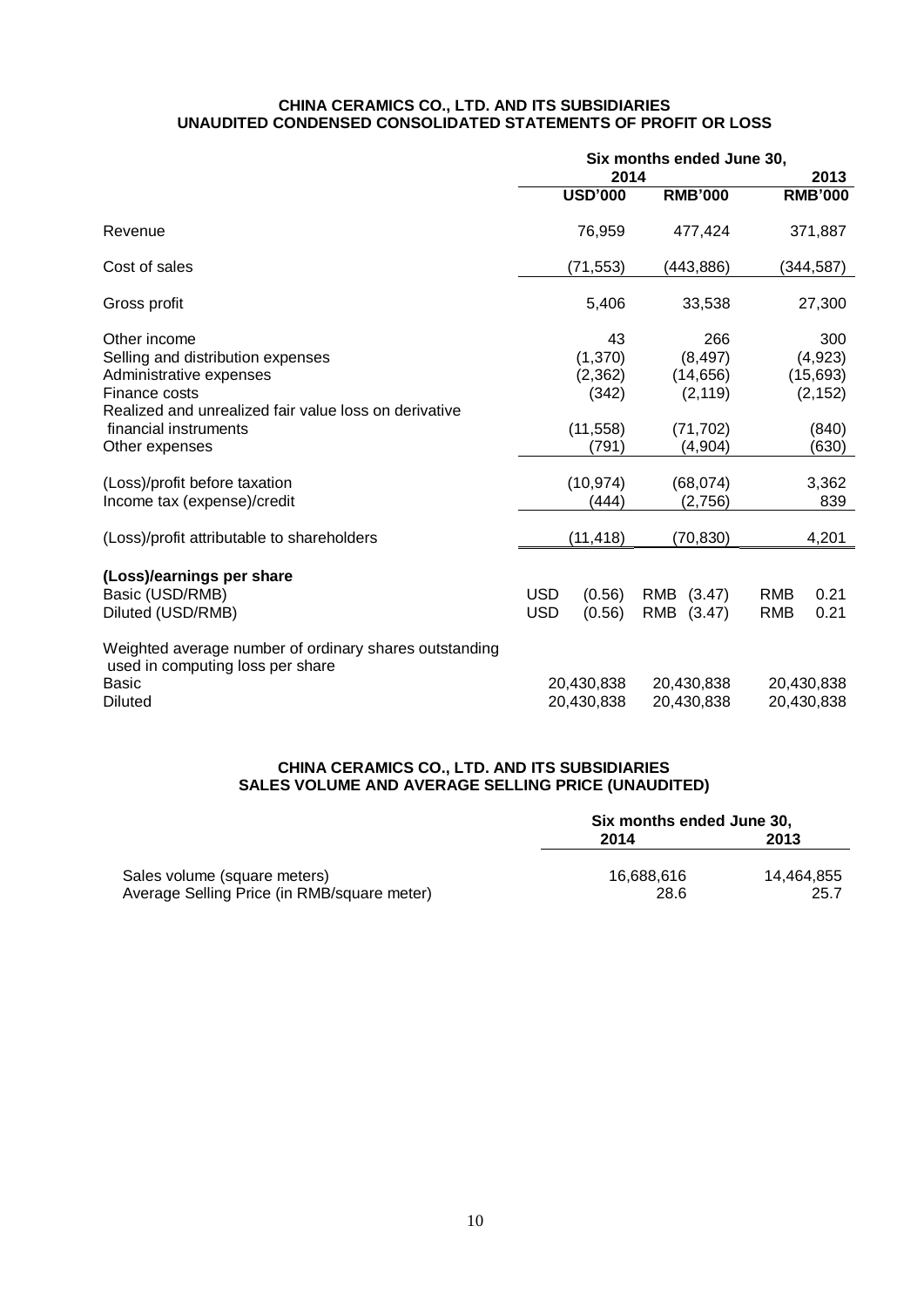**CHINA CERAMICS CO., LTD. AND ITS SUBSIDIARIES**
**UNAUDITED CONDENSED CONSOLIDATED STATEMENTS OF PROFIT OR LOSS**

| | Six months ended June 30, | | |
|---|---|---|---|
| | 2014 | | 2013 |
| | USD'000 | RMB'000 | RMB'000 |
| Revenue | 76,959 | 477,424 | 371,887 |
| Cost of sales | (71,553) | (443,886) | (344,587) |
| Gross profit | 5,406 | 33,538 | 27,300 |
| Other income | 43 | 266 | 300 |
| Selling and distribution expenses | (1,370) | (8,497) | (4,923) |
| Administrative expenses | (2,362) | (14,656) | (15,693) |
| Finance costs | (342) | (2,119) | (2,152) |
| Realized and unrealized fair value loss on derivative financial instruments | (11,558) | (71,702) | (840) |
| Other expenses | (791) | (4,904) | (630) |
| (Loss)/profit before taxation | (10,974) | (68,074) | 3,362 |
| Income tax (expense)/credit | (444) | (2,756) | 839 |
| (Loss)/profit attributable to shareholders | (11,418) | (70,830) | 4,201 |
| **(Loss)/earnings per share** | | | |
| Basic (USD/RMB) | USD (0.56) | RMB (3.47) | RMB 0.21 |
| Diluted (USD/RMB) | USD (0.56) | RMB (3.47) | RMB 0.21 |
| Weighted average number of ordinary shares outstanding used in computing loss per share | | | |
| Basic | 20,430,838 | 20,430,838 | 20,430,838 |
| Diluted | 20,430,838 | 20,430,838 | 20,430,838 |

**CHINA CERAMICS CO., LTD. AND ITS SUBSIDIARIES**
**SALES VOLUME AND AVERAGE SELLING PRICE (UNAUDITED)**

| | Six months ended June 30, | |
|---|---|---|
| | 2014 | 2013 |
| Sales volume (square meters) | 16,688,616 | 14,464,855 |
| Average Selling Price (in RMB/square meter) | 28.6 | 25.7 |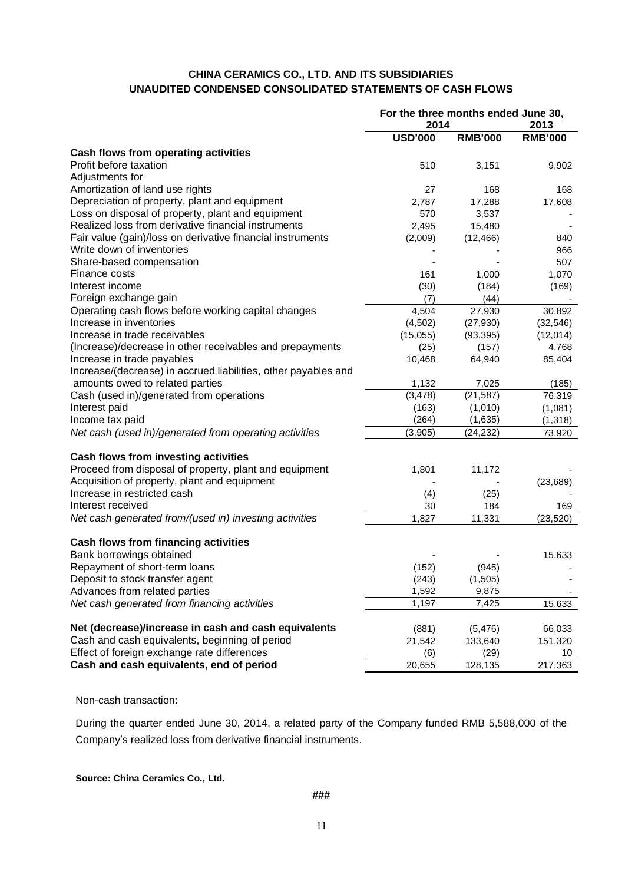**CHINA CERAMICS CO., LTD. AND ITS SUBSIDIARIES**
**UNAUDITED CONDENSED CONSOLIDATED STATEMENTS OF CASH FLOWS**

| | For the three months ended June 30, | | |
|---|---|---|---|
| | 2014 | | 2013 |
| | USD'000 | RMB'000 | RMB'000 |
| **Cash flows from operating activities** | | | |
| Profit before taxation | 510 | 3,151 | 9,902 |
| Adjustments for | | | |
| Amortization of land use rights | 27 | 168 | 168 |
| Depreciation of property, plant and equipment | 2,787 | 17,288 | 17,608 |
| Loss on disposal of property, plant and equipment | 570 | 3,537 | - |
| Realized loss from derivative financial instruments | 2,495 | 15,480 | - |
| Fair value (gain)/loss on derivative financial instruments | (2,009) | (12,466) | 840 |
| Write down of inventories | - | - | 966 |
| Share-based compensation | - | - | 507 |
| Finance costs | 161 | 1,000 | 1,070 |
| Interest income | (30) | (184) | (169) |
| Foreign exchange gain | (7) | (44) | - |
| Operating cash flows before working capital changes | 4,504 | 27,930 | 30,892 |
| Increase in inventories | (4,502) | (27,930) | (32,546) |
| Increase in trade receivables | (15,055) | (93,395) | (12,014) |
| (Increase)/decrease in other receivables and prepayments | (25) | (157) | 4,768 |
| Increase in trade payables | 10,468 | 64,940 | 85,404 |
| Increase/(decrease) in accrued liabilities, other payables and amounts owed to related parties | 1,132 | 7,025 | (185) |
| Cash (used in)/generated from operations | (3,478) | (21,587) | 76,319 |
| Interest paid | (163) | (1,010) | (1,081) |
| Income tax paid | (264) | (1,635) | (1,318) |
| *Net cash (used in)/generated from operating activities* | (3,905) | (24,232) | 73,920 |
| **Cash flows from investing activities** | | | |
| Proceed from disposal of property, plant and equipment | 1,801 | 11,172 | - |
| Acquisition of property, plant and equipment | - | - | (23,689) |
| Increase in restricted cash | (4) | (25) | - |
| Interest received | 30 | 184 | 169 |
| *Net cash generated from/(used in) investing activities* | 1,827 | 11,331 | (23,520) |
| **Cash flows from financing activities** | | | |
| Bank borrowings obtained | - | - | 15,633 |
| Repayment of short-term loans | (152) | (945) | - |
| Deposit to stock transfer agent | (243) | (1,505) | - |
| Advances from related parties | 1,592 | 9,875 | - |
| *Net cash generated from financing activities* | 1,197 | 7,425 | 15,633 |
| **Net (decrease)/increase in cash and cash equivalents** | (881) | (5,476) | 66,033 |
| Cash and cash equivalents, beginning of period | 21,542 | 133,640 | 151,320 |
| Effect of foreign exchange rate differences | (6) | (29) | 10 |
| **Cash and cash equivalents, end of period** | 20,655 | 128,135 | 217,363 |

Non-cash transaction:

During the quarter ended June 30, 2014, a related party of the Company funded RMB 5,588,000 of the Company's realized loss from derivative financial instruments.

**Source: China Ceramics Co., Ltd.**

###